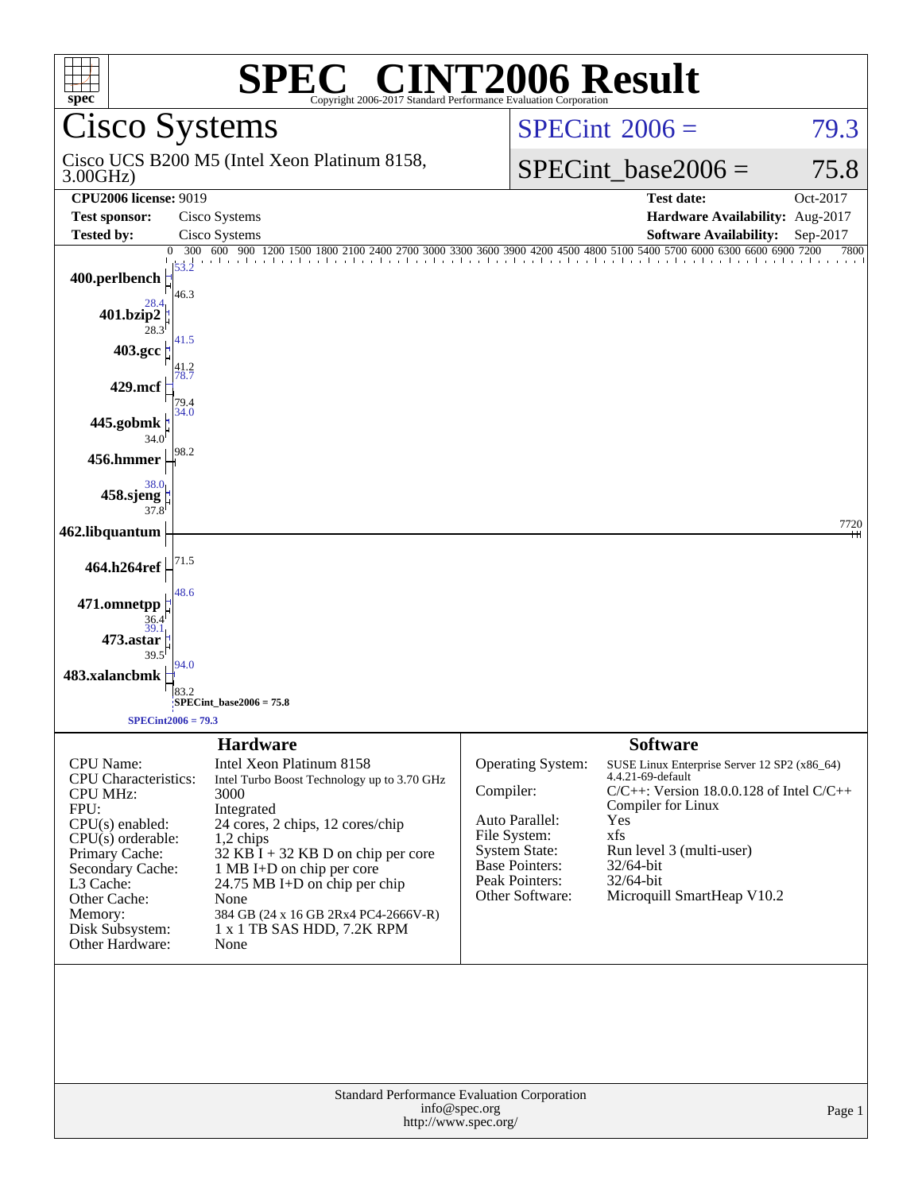# SPEC® CINT2006 Result

Copyright 2006-2017 Standard Performance Evaluation Corporation

## Cisco Systems

Cisco UCS B200 M5 (Intel Xeon Platinum 8158, 3.00GHz)

SPECint 2006 = 79.3

SPECint_base2006 = 75.8

| | | | |
|---|---|---|---|
| **CPU2006 license:** 9019 | | **Test date:** | Oct-2017 |
| **Test sponsor:** | Cisco Systems | **Hardware Availability:** | Aug-2017 |
| **Tested by:** | Cisco Systems | **Software Availability:** | Sep-2017 |

| Benchmark | Peak | Base |
|---|---|---|
| 400.perlbench | 53.2 | 46.3 |
| 401.bzip2 | 28.4 | 28.3 |
| 403.gcc | 41.5 | 41.2 |
| 429.mcf | 78.7 | 79.4 |
| 445.gobmk | 34.0 | 34.0 |
| 456.hmmer | 98.2 | 98.2 |
| 458.sjeng | 38.0 | 37.8 |
| 462.libquantum | 7720 | 7720 |
| 464.h264ref | 71.5 | 71.5 |
| 471.omnetpp | 48.6 | 36.4 |
| 473.astar | 39.1 | 39.5 |
| 483.xalancbmk | 94.0 | 83.2 |

SPECint_base2006 = 75.8

SPECint2006 = 79.3

### Hardware

| | |
|---|---|
| CPU Name: | Intel Xeon Platinum 8158 |
| CPU Characteristics: | Intel Turbo Boost Technology up to 3.70 GHz |
| CPU MHz: | 3000 |
| FPU: | Integrated |
| CPU(s) enabled: | 24 cores, 2 chips, 12 cores/chip |
| CPU(s) orderable: | 1,2 chips |
| Primary Cache: | 32 KB I + 32 KB D on chip per core |
| Secondary Cache: | 1 MB I+D on chip per core |
| L3 Cache: | 24.75 MB I+D on chip per chip |
| Other Cache: | None |
| Memory: | 384 GB (24 x 16 GB 2Rx4 PC4-2666V-R) |
| Disk Subsystem: | 1 x 1 TB SAS HDD, 7.2K RPM |
| Other Hardware: | None |

### Software

| | |
|---|---|
| Operating System: | SUSE Linux Enterprise Server 12 SP2 (x86_64) 4.4.21-69-default |
| Compiler: | C/C++: Version 18.0.0.128 of Intel C/C++ Compiler for Linux |
| Auto Parallel: | Yes |
| File System: | xfs |
| System State: | Run level 3 (multi-user) |
| Base Pointers: | 32/64-bit |
| Peak Pointers: | 32/64-bit |
| Other Software: | Microquill SmartHeap V10.2 |

Standard Performance Evaluation Corporation
info@spec.org
http://www.spec.org/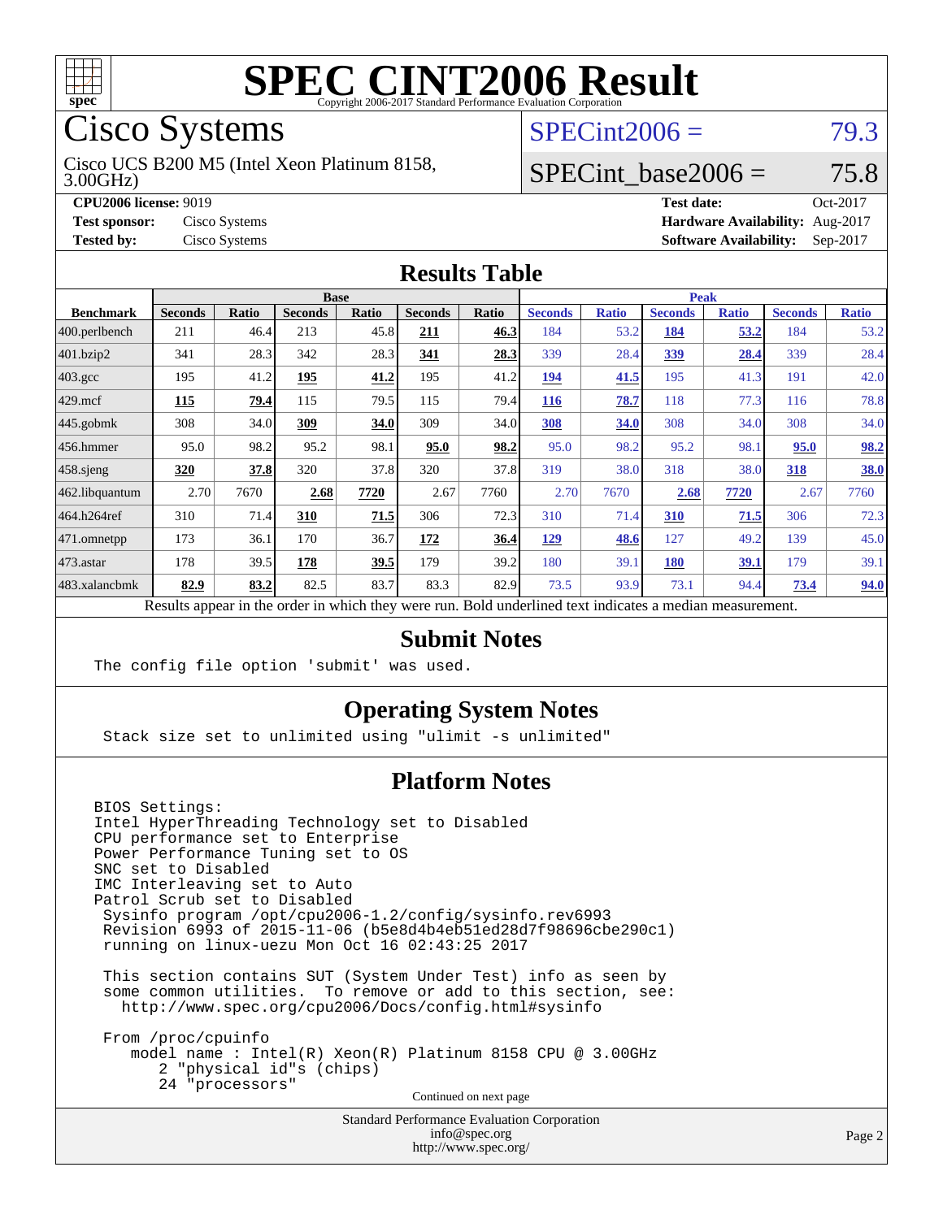# SPEC CINT2006 Result

Copyright 2006-2017 Standard Performance Evaluation Corporation

## Cisco Systems

Cisco UCS B200 M5 (Intel Xeon Platinum 8158, 3.00GHz)

SPECint2006 = 79.3

SPECint_base2006 = 75.8

| | | | |
|---|---|---|---|
| **CPU2006 license:** 9019 | | **Test date:** | Oct-2017 |
| **Test sponsor:** | Cisco Systems | **Hardware Availability:** | Aug-2017 |
| **Tested by:** | Cisco Systems | **Software Availability:** | Sep-2017 |

## Results Table

| Benchmark | Base | | | | | | Peak | | | | | |
|---|---|---|---|---|---|---|---|---|---|---|---|---|
| | Seconds | Ratio | Seconds | Ratio | Seconds | Ratio | Seconds | Ratio | Seconds | Ratio | Seconds | Ratio |
| 400.perlbench | 211 | 46.4 | 213 | 45.8 | **211** | **46.3** | 184 | 53.2 | **184** | **53.2** | 184 | 53.2 |
| 401.bzip2 | 341 | 28.3 | 342 | 28.3 | **341** | **28.3** | 339 | 28.4 | **339** | **28.4** | 339 | 28.4 |
| 403.gcc | 195 | 41.2 | **195** | **41.2** | 195 | 41.2 | **194** | **41.5** | 195 | 41.3 | 191 | 42.0 |
| 429.mcf | **115** | **79.4** | 115 | 79.5 | 115 | 79.4 | **116** | **78.7** | 118 | 77.3 | 116 | 78.8 |
| 445.gobmk | 308 | 34.0 | **309** | **34.0** | 309 | 34.0 | **308** | **34.0** | 308 | 34.0 | 308 | 34.0 |
| 456.hmmer | 95.0 | 98.2 | 95.2 | 98.1 | **95.0** | **98.2** | 95.0 | 98.2 | 95.2 | 98.1 | **95.0** | **98.2** |
| 458.sjeng | **320** | **37.8** | 320 | 37.8 | 320 | 37.8 | 319 | 38.0 | 318 | 38.0 | **318** | **38.0** |
| 462.libquantum | 2.70 | 7670 | **2.68** | **7720** | 2.67 | 7760 | 2.70 | 7670 | **2.68** | **7720** | 2.67 | 7760 |
| 464.h264ref | 310 | 71.4 | **310** | **71.5** | 306 | 72.3 | 310 | 71.4 | **310** | **71.5** | 306 | 72.3 |
| 471.omnetpp | 173 | 36.1 | 170 | 36.7 | **172** | **36.4** | **129** | **48.6** | 127 | 49.2 | 139 | 45.0 |
| 473.astar | 178 | 39.5 | **178** | **39.5** | 179 | 39.2 | 180 | 39.1 | **180** | **39.1** | 179 | 39.1 |
| 483.xalancbmk | **82.9** | **83.2** | 82.5 | 83.7 | 83.3 | 82.9 | 73.5 | 93.9 | 73.1 | 94.4 | **73.4** | **94.0** |

Results appear in the order in which they were run. Bold underlined text indicates a median measurement.

## Submit Notes

```
The config file option 'submit' was used.
```

## Operating System Notes

```
Stack size set to unlimited using "ulimit -s unlimited"
```

## Platform Notes

```
BIOS Settings:
Intel HyperThreading Technology set to Disabled
CPU performance set to Enterprise
Power Performance Tuning set to OS
SNC set to Disabled
IMC Interleaving set to Auto
Patrol Scrub set to Disabled
 Sysinfo program /opt/cpu2006-1.2/config/sysinfo.rev6993
 Revision 6993 of 2015-11-06 (b5e8d4b4eb51ed28d7f98696cbe290c1)
 running on linux-uezu Mon Oct 16 02:43:25 2017

 This section contains SUT (System Under Test) info as seen by
 some common utilities.  To remove or add to this section, see:
   http://www.spec.org/cpu2006/Docs/config.html#sysinfo

 From /proc/cpuinfo
    model name : Intel(R) Xeon(R) Platinum 8158 CPU @ 3.00GHz
       2 "physical id"s (chips)
       24 "processors"
```

Continued on next page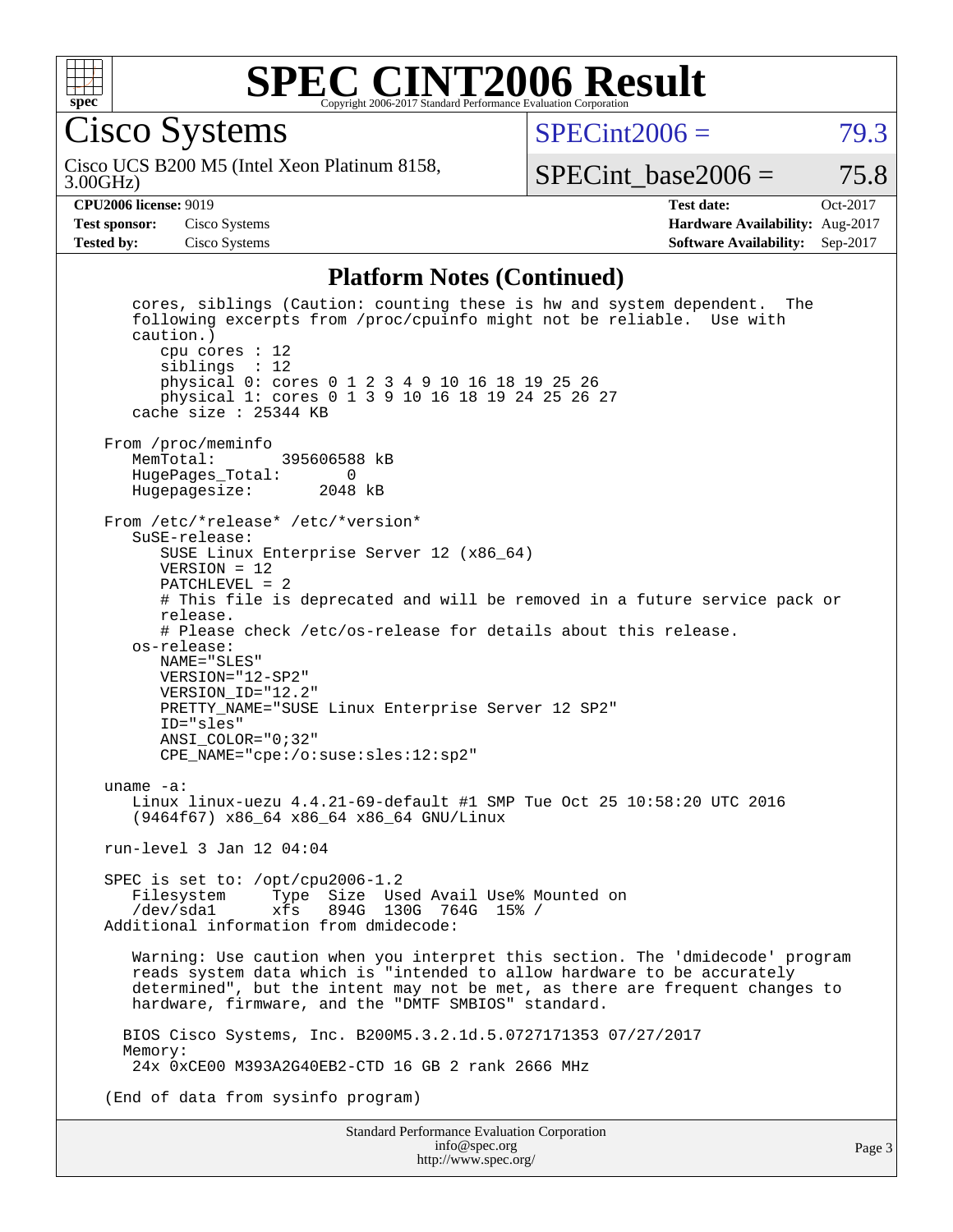# SPEC CINT2006 Result

Copyright 2006-2017 Standard Performance Evaluation Corporation

## Cisco Systems

Cisco UCS B200 M5 (Intel Xeon Platinum 8158, 3.00GHz)

SPECint2006 = 79.3

SPECint_base2006 = 75.8

| | | | |
|---|---|---|---|
| **CPU2006 license:** 9019 | | **Test date:** | Oct-2017 |
| **Test sponsor:** | Cisco Systems | **Hardware Availability:** | Aug-2017 |
| **Tested by:** | Cisco Systems | **Software Availability:** | Sep-2017 |

### Platform Notes (Continued)

```
    cores, siblings (Caution: counting these is hw and system dependent.  The
    following excerpts from /proc/cpuinfo might not be reliable.  Use with
    caution.)
       cpu cores : 12
       siblings  : 12
       physical 0: cores 0 1 2 3 4 9 10 16 18 19 25 26
       physical 1: cores 0 1 3 9 10 16 18 19 24 25 26 27
    cache size : 25344 KB

 From /proc/meminfo
    MemTotal:       395606588 kB
    HugePages_Total:       0
    Hugepagesize:       2048 kB

 From /etc/*release* /etc/*version*
    SuSE-release:
       SUSE Linux Enterprise Server 12 (x86_64)
       VERSION = 12
       PATCHLEVEL = 2
       # This file is deprecated and will be removed in a future service pack or
       release.
       # Please check /etc/os-release for details about this release.
    os-release:
       NAME="SLES"
       VERSION="12-SP2"
       VERSION_ID="12.2"
       PRETTY_NAME="SUSE Linux Enterprise Server 12 SP2"
       ID="sles"
       ANSI_COLOR="0;32"
       CPE_NAME="cpe:/o:suse:sles:12:sp2"

 uname -a:
    Linux linux-uezu 4.4.21-69-default #1 SMP Tue Oct 25 10:58:20 UTC 2016
    (9464f67) x86_64 x86_64 x86_64 GNU/Linux

 run-level 3 Jan 12 04:04

 SPEC is set to: /opt/cpu2006-1.2
    Filesystem     Type  Size  Used Avail Use% Mounted on
    /dev/sda1      xfs   894G  130G  764G  15% /
 Additional information from dmidecode:

    Warning: Use caution when you interpret this section. The 'dmidecode' program
    reads system data which is "intended to allow hardware to be accurately
    determined", but the intent may not be met, as there are frequent changes to
    hardware, firmware, and the "DMTF SMBIOS" standard.

   BIOS Cisco Systems, Inc. B200M5.3.2.1d.5.0727171353 07/27/2017
   Memory:
    24x 0xCE00 M393A2G40EB2-CTD 16 GB 2 rank 2666 MHz

 (End of data from sysinfo program)
```

Standard Performance Evaluation Corporation
info@spec.org
http://www.spec.org/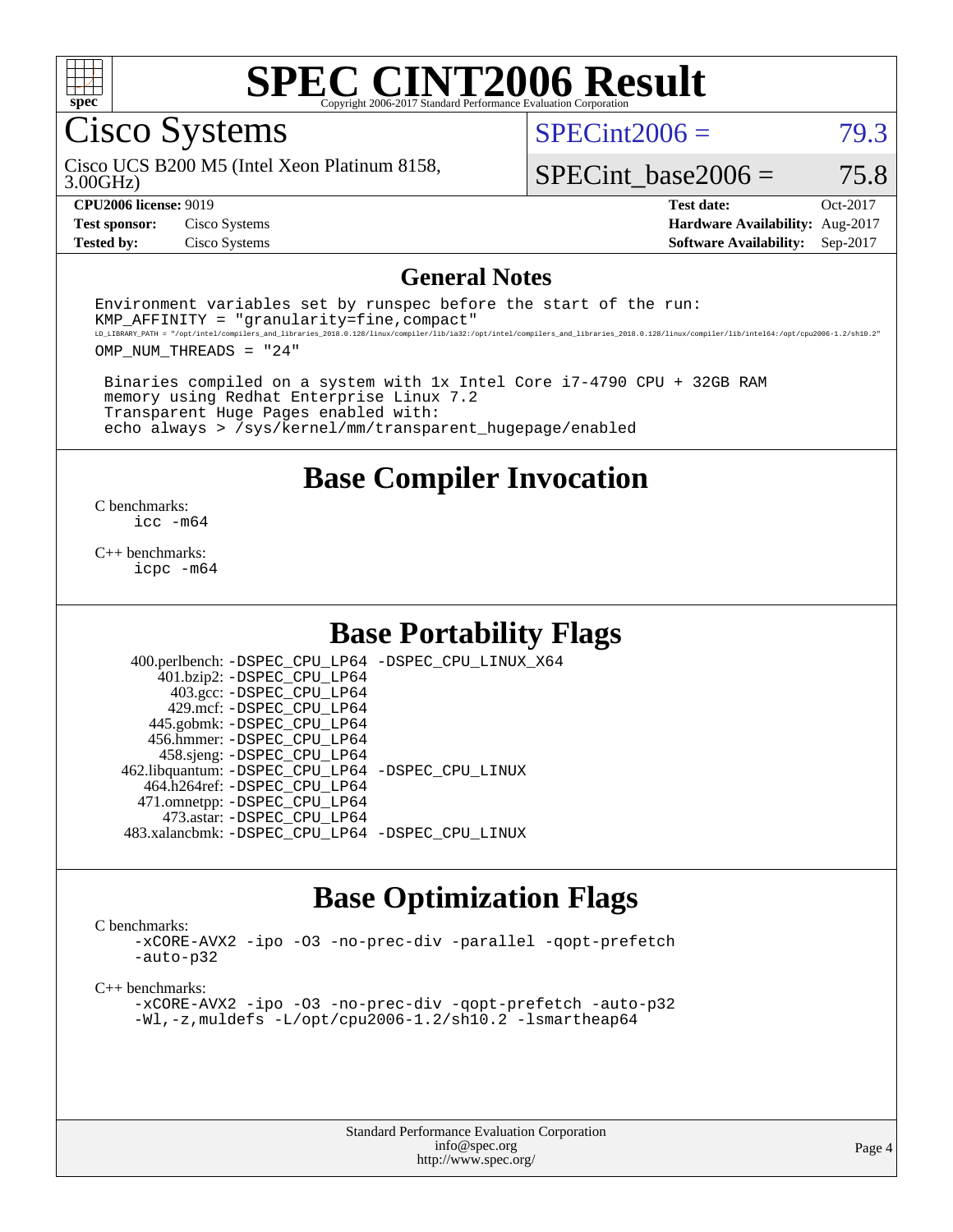# SPEC CINT2006 Result

Copyright 2006-2017 Standard Performance Evaluation Corporation

## Cisco Systems

Cisco UCS B200 M5 (Intel Xeon Platinum 8158, 3.00GHz)

SPECint2006 = 79.3

SPECint_base2006 = 75.8

| | | | |
|---|---|---|---|
| **CPU2006 license:** 9019 | | **Test date:** | Oct-2017 |
| **Test sponsor:** | Cisco Systems | **Hardware Availability:** | Aug-2017 |
| **Tested by:** | Cisco Systems | **Software Availability:** | Sep-2017 |

## General Notes

```
Environment variables set by runspec before the start of the run:
KMP_AFFINITY = "granularity=fine,compact"
LD_LIBRARY_PATH = "/opt/intel/compilers_and_libraries_2018.0.128/linux/compiler/lib/ia32:/opt/intel/compilers_and_libraries_2018.0.128/linux/compiler/lib/intel64:/opt/cpu2006-1.2/sh10.2"
OMP_NUM_THREADS = "24"

 Binaries compiled on a system with 1x Intel Core i7-4790 CPU + 32GB RAM
 memory using Redhat Enterprise Linux 7.2
 Transparent Huge Pages enabled with:
 echo always > /sys/kernel/mm/transparent_hugepage/enabled
```

## Base Compiler Invocation

C benchmarks:
```
icc -m64
```

C++ benchmarks:
```
icpc -m64
```

## Base Portability Flags

| | |
|---|---|
| 400.perlbench: | -DSPEC_CPU_LP64 -DSPEC_CPU_LINUX_X64 |
| 401.bzip2: | -DSPEC_CPU_LP64 |
| 403.gcc: | -DSPEC_CPU_LP64 |
| 429.mcf: | -DSPEC_CPU_LP64 |
| 445.gobmk: | -DSPEC_CPU_LP64 |
| 456.hmmer: | -DSPEC_CPU_LP64 |
| 458.sjeng: | -DSPEC_CPU_LP64 |
| 462.libquantum: | -DSPEC_CPU_LP64 -DSPEC_CPU_LINUX |
| 464.h264ref: | -DSPEC_CPU_LP64 |
| 471.omnetpp: | -DSPEC_CPU_LP64 |
| 473.astar: | -DSPEC_CPU_LP64 |
| 483.xalancbmk: | -DSPEC_CPU_LP64 -DSPEC_CPU_LINUX |

## Base Optimization Flags

C benchmarks:
```
-xCORE-AVX2 -ipo -O3 -no-prec-div -parallel -qopt-prefetch
-auto-p32
```

C++ benchmarks:
```
-xCORE-AVX2 -ipo -O3 -no-prec-div -qopt-prefetch -auto-p32
-Wl,-z,muldefs -L/opt/cpu2006-1.2/sh10.2 -lsmartheap64
```

Standard Performance Evaluation Corporation
info@spec.org
http://www.spec.org/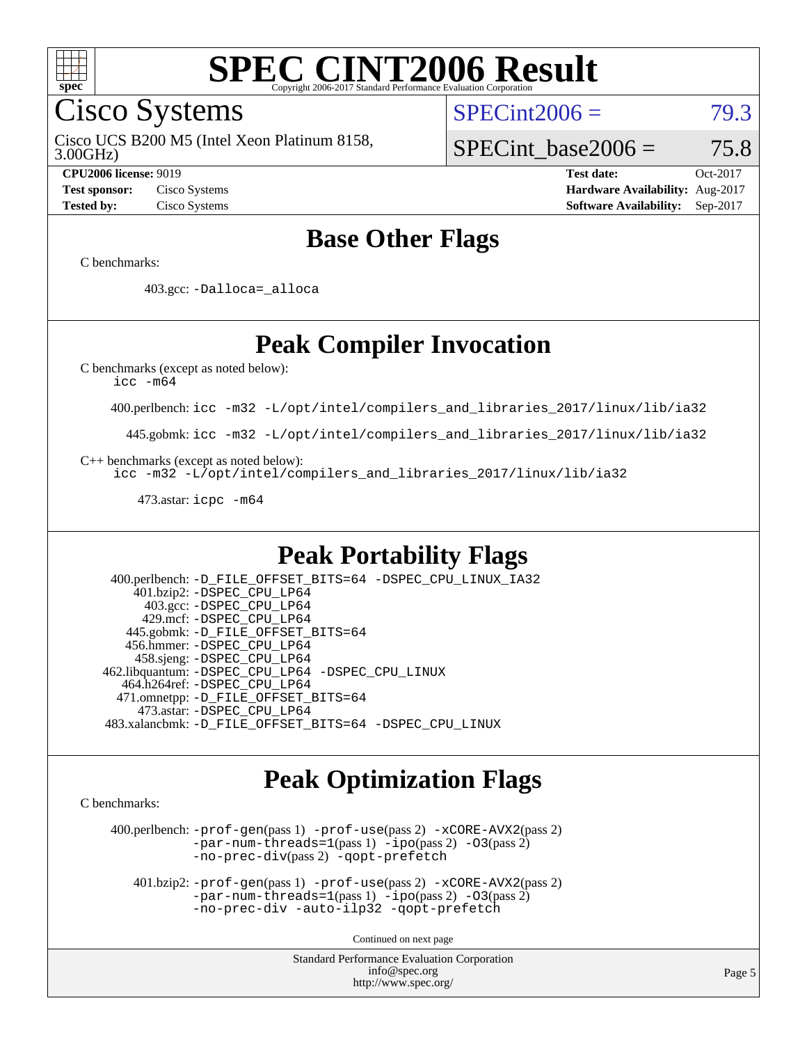# SPEC CINT2006 Result

## Cisco Systems

Cisco UCS B200 M5 (Intel Xeon Platinum 8158, 3.00GHz)

SPECint2006 = 79.3

SPECint_base2006 = 75.8

**CPU2006 license:** 9019
**Test sponsor:** Cisco Systems
**Tested by:** Cisco Systems

**Test date:** Oct-2017
**Hardware Availability:** Aug-2017
**Software Availability:** Sep-2017

## Base Other Flags

C benchmarks:

403.gcc: `-Dalloca=_alloca`

## Peak Compiler Invocation

C benchmarks (except as noted below):
`icc -m64`

400.perlbench: `icc -m32 -L/opt/intel/compilers_and_libraries_2017/linux/lib/ia32`

445.gobmk: `icc -m32 -L/opt/intel/compilers_and_libraries_2017/linux/lib/ia32`

C++ benchmarks (except as noted below):
`icc -m32 -L/opt/intel/compilers_and_libraries_2017/linux/lib/ia32`

473.astar: `icpc -m64`

## Peak Portability Flags

400.perlbench: `-D_FILE_OFFSET_BITS=64 -DSPEC_CPU_LINUX_IA32`
401.bzip2: `-DSPEC_CPU_LP64`
403.gcc: `-DSPEC_CPU_LP64`
429.mcf: `-DSPEC_CPU_LP64`
445.gobmk: `-D_FILE_OFFSET_BITS=64`
456.hmmer: `-DSPEC_CPU_LP64`
458.sjeng: `-DSPEC_CPU_LP64`
462.libquantum: `-DSPEC_CPU_LP64 -DSPEC_CPU_LINUX`
464.h264ref: `-DSPEC_CPU_LP64`
471.omnetpp: `-D_FILE_OFFSET_BITS=64`
473.astar: `-DSPEC_CPU_LP64`
483.xalancbmk: `-D_FILE_OFFSET_BITS=64 -DSPEC_CPU_LINUX`

## Peak Optimization Flags

C benchmarks:

400.perlbench: `-prof-gen`(pass 1) `-prof-use`(pass 2) `-xCORE-AVX2`(pass 2) `-par-num-threads=1`(pass 1) `-ipo`(pass 2) `-O3`(pass 2) `-no-prec-div`(pass 2) `-qopt-prefetch`

401.bzip2: `-prof-gen`(pass 1) `-prof-use`(pass 2) `-xCORE-AVX2`(pass 2) `-par-num-threads=1`(pass 1) `-ipo`(pass 2) `-O3`(pass 2) `-no-prec-div -auto-ilp32 -qopt-prefetch`

Continued on next page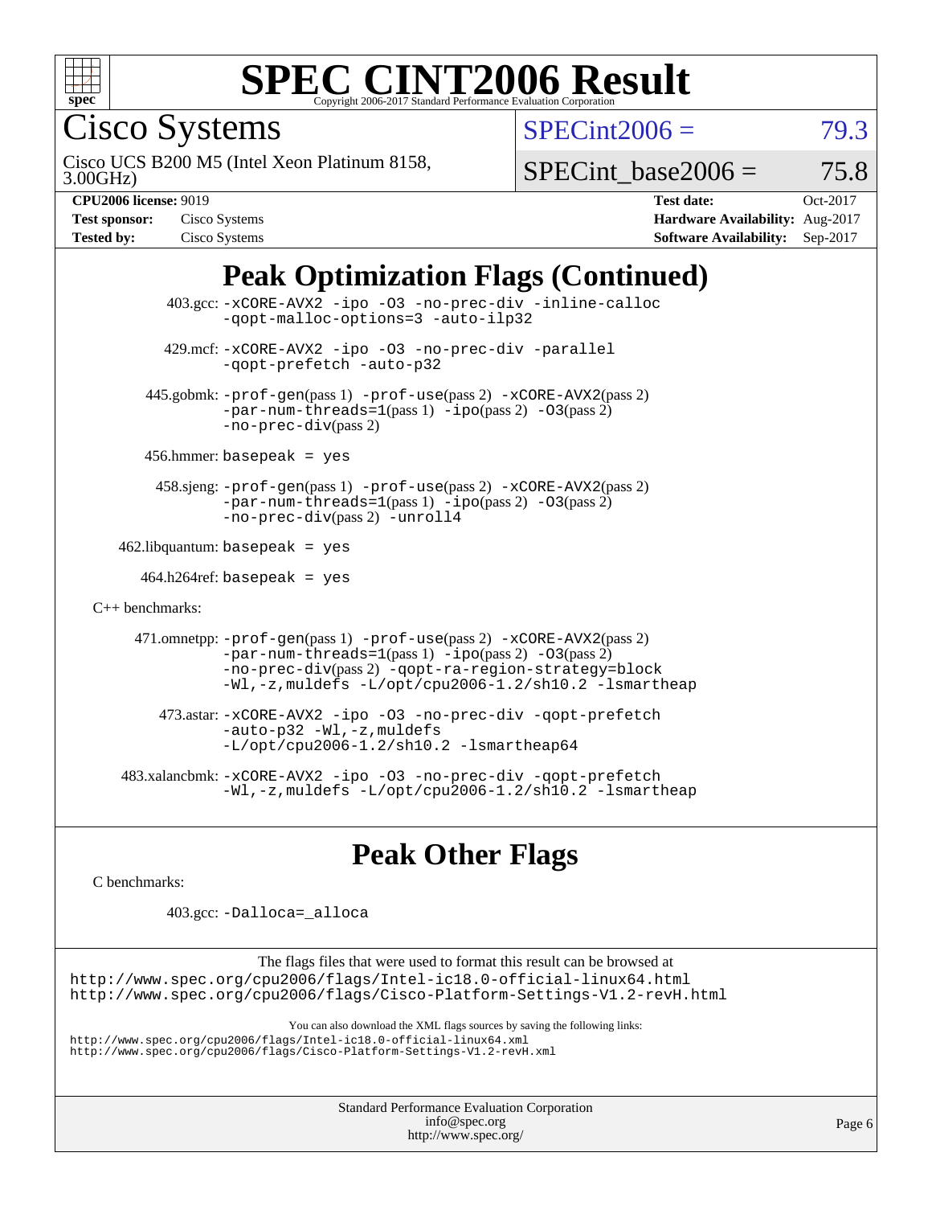# SPEC CINT2006 Result

Copyright 2006-2017 Standard Performance Evaluation Corporation

## Cisco Systems

Cisco UCS B200 M5 (Intel Xeon Platinum 8158, 3.00GHz)

SPECint2006 = 79.3

SPECint_base2006 = 75.8

**CPU2006 license:** 9019
**Test sponsor:** Cisco Systems
**Tested by:** Cisco Systems

**Test date:** Oct-2017
**Hardware Availability:** Aug-2017
**Software Availability:** Sep-2017

## Peak Optimization Flags (Continued)

403.gcc: -xCORE-AVX2 -ipo -O3 -no-prec-div -inline-calloc -qopt-malloc-options=3 -auto-ilp32

429.mcf: -xCORE-AVX2 -ipo -O3 -no-prec-div -parallel -qopt-prefetch -auto-p32

445.gobmk: -prof-gen(pass 1) -prof-use(pass 2) -xCORE-AVX2(pass 2) -par-num-threads=1(pass 1) -ipo(pass 2) -O3(pass 2) -no-prec-div(pass 2)

456.hmmer: basepeak = yes

458.sjeng: -prof-gen(pass 1) -prof-use(pass 2) -xCORE-AVX2(pass 2) -par-num-threads=1(pass 1) -ipo(pass 2) -O3(pass 2) -no-prec-div(pass 2) -unroll4

462.libquantum: basepeak = yes

464.h264ref: basepeak = yes

C++ benchmarks:

471.omnetpp: -prof-gen(pass 1) -prof-use(pass 2) -xCORE-AVX2(pass 2) -par-num-threads=1(pass 1) -ipo(pass 2) -O3(pass 2) -no-prec-div(pass 2) -qopt-ra-region-strategy=block -Wl,-z,muldefs -L/opt/cpu2006-1.2/sh10.2 -lsmartheap

473.astar: -xCORE-AVX2 -ipo -O3 -no-prec-div -qopt-prefetch -auto-p32 -Wl,-z,muldefs -L/opt/cpu2006-1.2/sh10.2 -lsmartheap64

483.xalancbmk: -xCORE-AVX2 -ipo -O3 -no-prec-div -qopt-prefetch -Wl,-z,muldefs -L/opt/cpu2006-1.2/sh10.2 -lsmartheap

## Peak Other Flags

C benchmarks:

403.gcc: -Dalloca=_alloca

The flags files that were used to format this result can be browsed at
http://www.spec.org/cpu2006/flags/Intel-ic18.0-official-linux64.html
http://www.spec.org/cpu2006/flags/Cisco-Platform-Settings-V1.2-revH.html

You can also download the XML flags sources by saving the following links:
http://www.spec.org/cpu2006/flags/Intel-ic18.0-official-linux64.xml
http://www.spec.org/cpu2006/flags/Cisco-Platform-Settings-V1.2-revH.xml

Standard Performance Evaluation Corporation
info@spec.org
http://www.spec.org/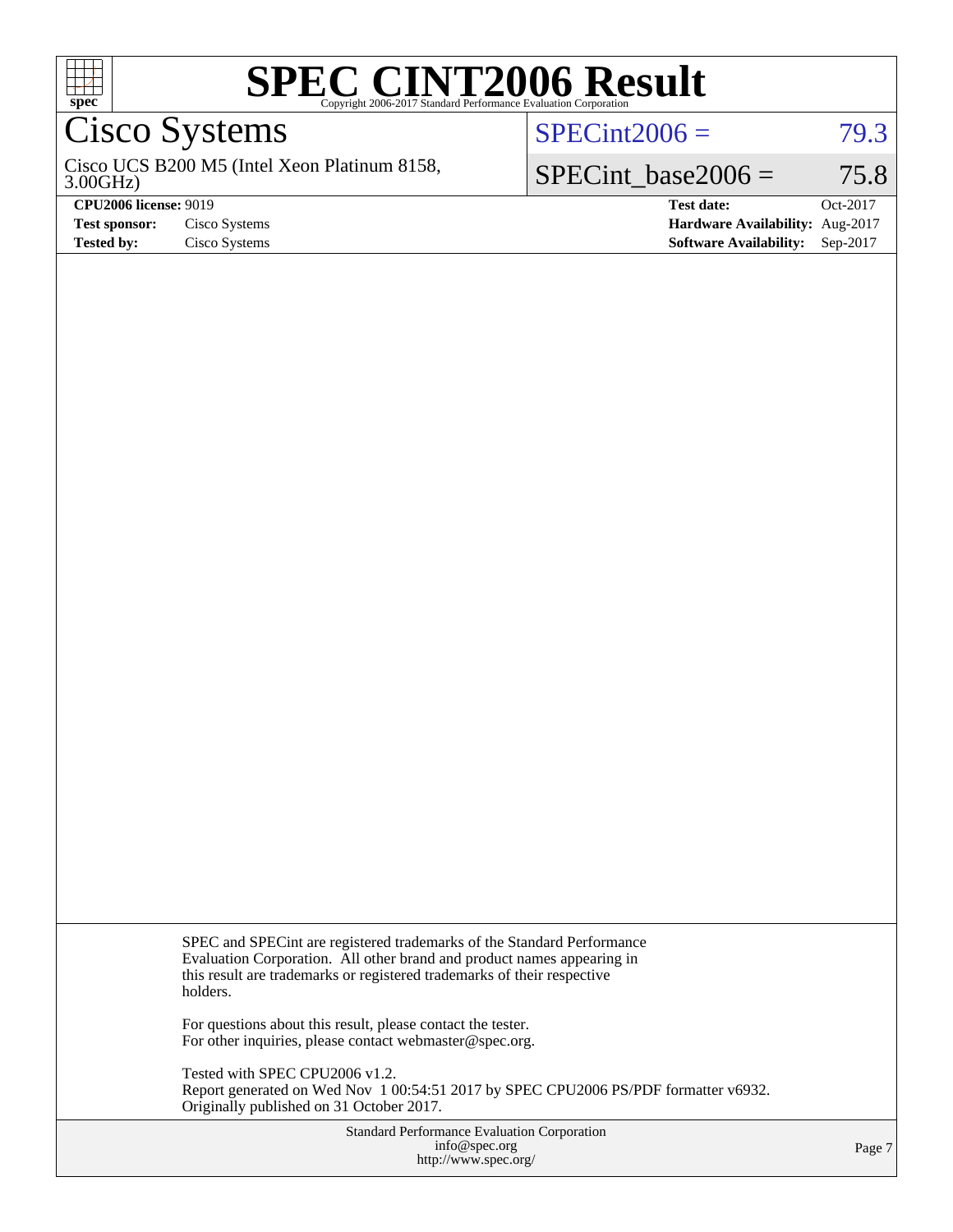SPEC and SPECint are registered trademarks of the Standard Performance Evaluation Corporation. All other brand and product names appearing in this result are trademarks or registered trademarks of their respective holders.

For questions about this result, please contact the tester.
For other inquiries, please contact webmaster@spec.org.

Tested with SPEC CPU2006 v1.2.
Report generated on Wed Nov 1 00:54:51 2017 by SPEC CPU2006 PS/PDF formatter v6932.
Originally published on 31 October 2017.